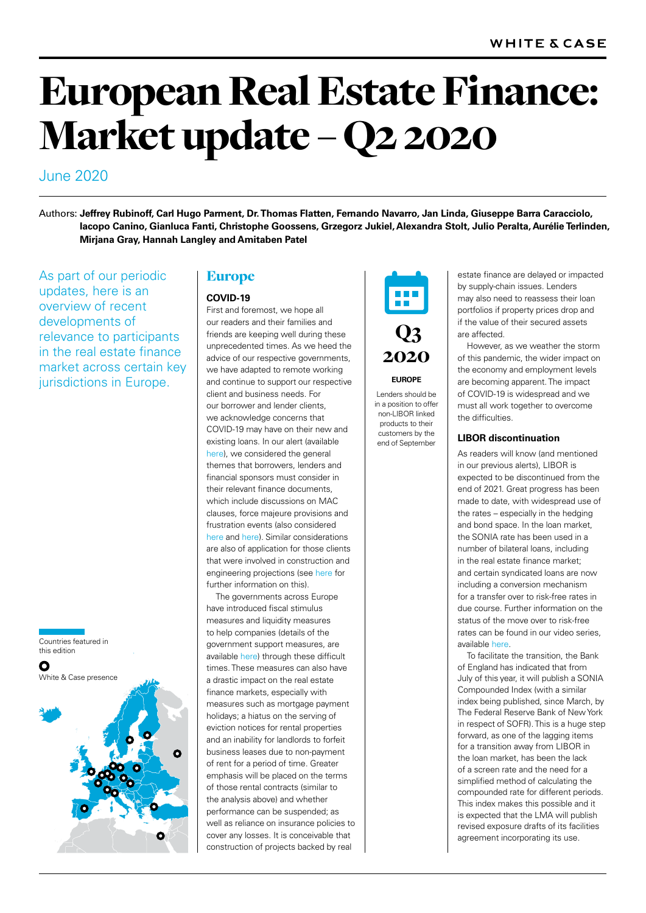# European Real Estate Finance: Market update – Q2 2020

June 2020

Authors: **Jeffrey Rubinoff, Carl Hugo Parment, Dr. Thomas Flatten, Fernando Navarro, Jan Linda, Giuseppe Barra Caracciolo, Iacopo Canino, Gianluca Fanti, Christophe Goossens, Grzegorz Jukiel, Alexandra Stolt, Julio Peralta, Aurélie Terlinden, Mirjana Gray, Hannah Langley and Amitaben Patel**

As part of our periodic updates, here is an overview of recent developments of relevance to participants in the real estate finance market across certain key jurisdictions in Europe.

Countries featured in this edition

White & Case presence

## Europe

### COVID-19

First and foremost, we hope all our readers and their families and friends are keeping well during these unprecedented times. As we heed the advice of our respective governments, we have adapted to remote working and continue to support our respective client and business needs. For our borrower and lender clients, we acknowledge concerns that COVID-19 may have on their new and existing loans. In our alert (available here), we considered the general themes that borrowers, lenders and financial sponsors must consider in their relevant finance documents, which include discussions on MAC clauses, force majeure provisions and frustration events (also considered here and here). Similar considerations are also of application for those clients that were involved in construction and engineering projections (see here for further information on this).

The governments across Europe have introduced fiscal stimulus measures and liquidity measures to help companies (details of the government support measures, are available here) through these difficult times. These measures can also have a drastic impact on the real estate finance markets, especially with measures such as mortgage payment holidays; a hiatus on the serving of eviction notices for rental properties and an inability for landlords to forfeit business leases due to non-payment of rent for a period of time. Greater emphasis will be placed on the terms of those rental contracts (similar to the analysis above) and whether performance can be suspended; as well as reliance on insurance policies to cover any losses. It is conceivable that construction of projects backed by real estate finance are delayed or impacted by supply-chain issues. Lenders may also need to reassess their loan portfolios if property prices drop and if the value of their secured assets are affected.

However, as we weather the storm of this pandemic, the wider impact on the economy and employment levels are becoming apparent. The impact of COVID-19 is widespread and we must all work together to overcome the difficulties.

**Q3 2020**

**EUROPE**

Lenders should be in a position to offer non-LIBOR linked products to their customers by the end of September

### LIBOR discontinuation

As readers will know (and mentioned in our previous alerts), LIBOR is expected to be discontinued from the end of 2021. Great progress has been made to date, with widespread use of the rates – especially in the hedging and bond space. In the loan market, the SONIA rate has been used in a number of bilateral loans, including in the real estate finance market; and certain syndicated loans are now including a conversion mechanism for a transfer over to risk-free rates in due course. Further information on the status of the move over to risk-free rates can be found in our video series, available here.

To facilitate the transition, the Bank of England has indicated that from July of this year, it will publish a SONIA Compounded Index (with a similar index being published, since March, by The Federal Reserve Bank of New York in respect of SOFR). This is a huge step forward, as one of the lagging items for a transition away from LIBOR in the loan market, has been the lack of a screen rate and the need for a simplified method of calculating the compounded rate for different periods. This index makes this possible and it is expected that the LMA will publish revised exposure drafts of its facilities agreement incorporating its use.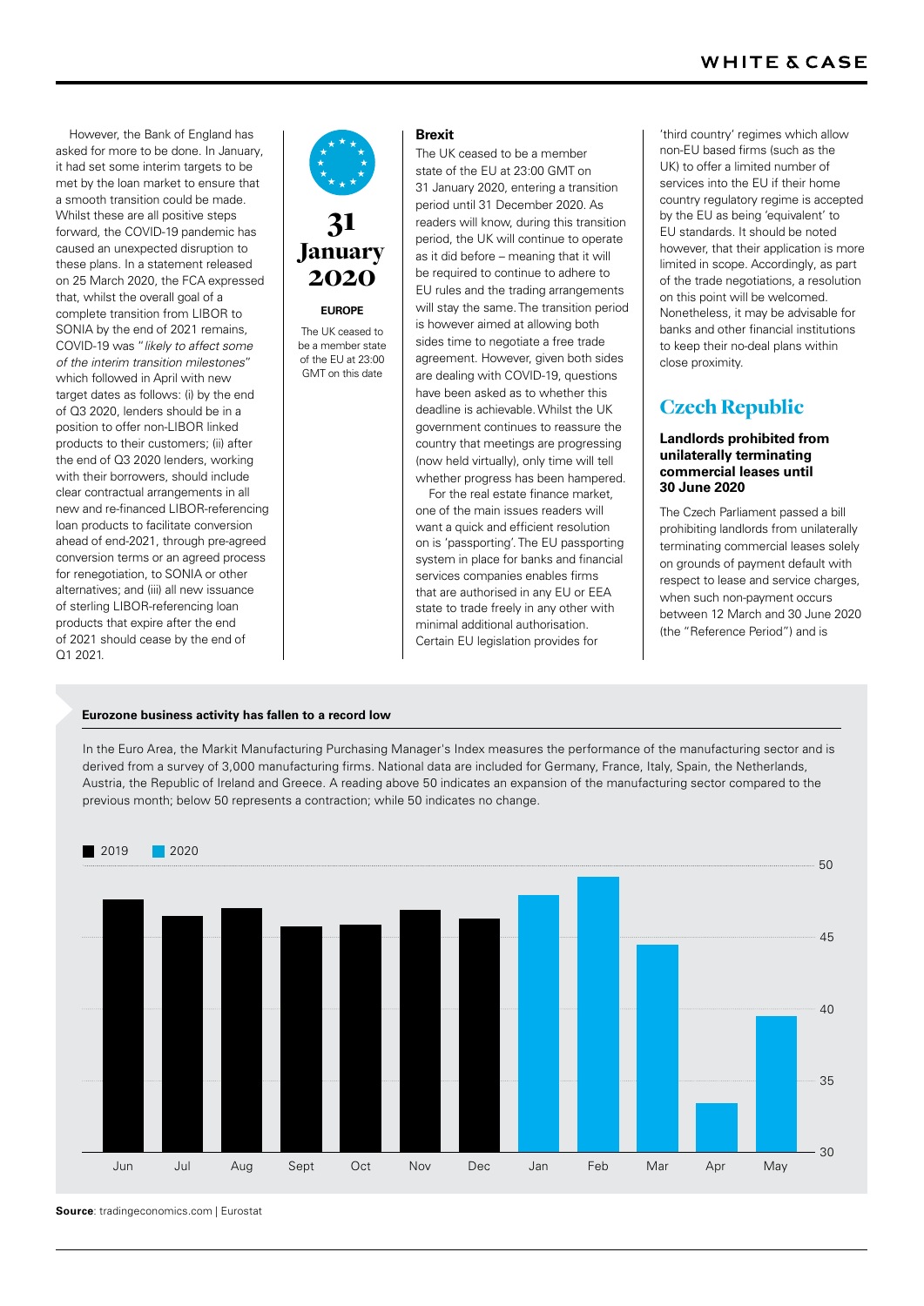However, the Bank of England has asked for more to be done. In January, it had set some interim targets to be met by the loan market to ensure that a smooth transition could be made. Whilst these are all positive steps forward, the COVID-19 pandemic has caused an unexpected disruption to these plans. In a statement released on 25 March 2020, the FCA expressed that, whilst the overall goal of a complete transition from LIBOR to SONIA by the end of 2021 remains, COVID-19 was "*likely to affect some of the interim transition milestones*" which followed in April with new target dates as follows: (i) by the end of Q3 2020, lenders should be in a position to offer non-LIBOR linked products to their customers; (ii) after the end of Q3 2020 lenders, working with their borrowers, should include clear contractual arrangements in all new and re-financed LIBOR-referencing loan products to facilitate conversion ahead of end-2021, through pre-agreed conversion terms or an agreed process for renegotiation, to SONIA or other alternatives; and (iii) all new issuance of sterling LIBOR-referencing loan products that expire after the end of 2021 should cease by the end of Q1 2021.

**31 January 2020**

**EUROPE**

The UK ceased to be a member state of the EU at 23:00 GMT on this date

### Brexit

The UK ceased to be a member state of the EU at 23:00 GMT on 31 January 2020, entering a transition period until 31 December 2020. As readers will know, during this transition period, the UK will continue to operate as it did before – meaning that it will be required to continue to adhere to EU rules and the trading arrangements will stay the same. The transition period is however aimed at allowing both sides time to negotiate a free trade agreement. However, given both sides are dealing with COVID-19, questions have been asked as to whether this deadline is achievable. Whilst the UK government continues to reassure the country that meetings are progressing (now held virtually), only time will tell whether progress has been hampered.

For the real estate finance market, one of the main issues readers will want a quick and efficient resolution on is 'passporting'. The EU passporting system in place for banks and financial services companies enables firms that are authorised in any EU or EEA state to trade freely in any other with minimal additional authorisation. Certain EU legislation provides for 'third country' regimes which allow non-EU based firms (such as the UK) to offer a limited number of services into the EU if their home country regulatory regime is accepted by the EU as being 'equivalent' to EU standards. It should be noted however, that their application is more limited in scope. Accordingly, as part of the trade negotiations, a resolution on this point will be welcomed. Nonetheless, it may be advisable for banks and other financial institutions to keep their no-deal plans within close proximity.

## Czech Republic

### Landlords prohibited from unilaterally terminating commercial leases until 30 June 2020

The Czech Parliament passed a bill prohibiting landlords from unilaterally terminating commercial leases solely on grounds of payment default with respect to lease and service charges, when such non-payment occurs between 12 March and 30 June 2020 (the "Reference Period") and is

**Eurozone business activity has fallen to a record low**

In the Euro Area, the Markit Manufacturing Purchasing Manager's Index measures the performance of the manufacturing sector and is derived from a survey of 3,000 manufacturing firms. National data are included for Germany, France, Italy, Spain, the Netherlands, Austria, the Republic of Ireland and Greece. A reading above 50 indicates an expansion of the manufacturing sector compared to the previous month; below 50 represents a contraction; while 50 indicates no change.

**Source**: tradingeconomics.com | Eurostat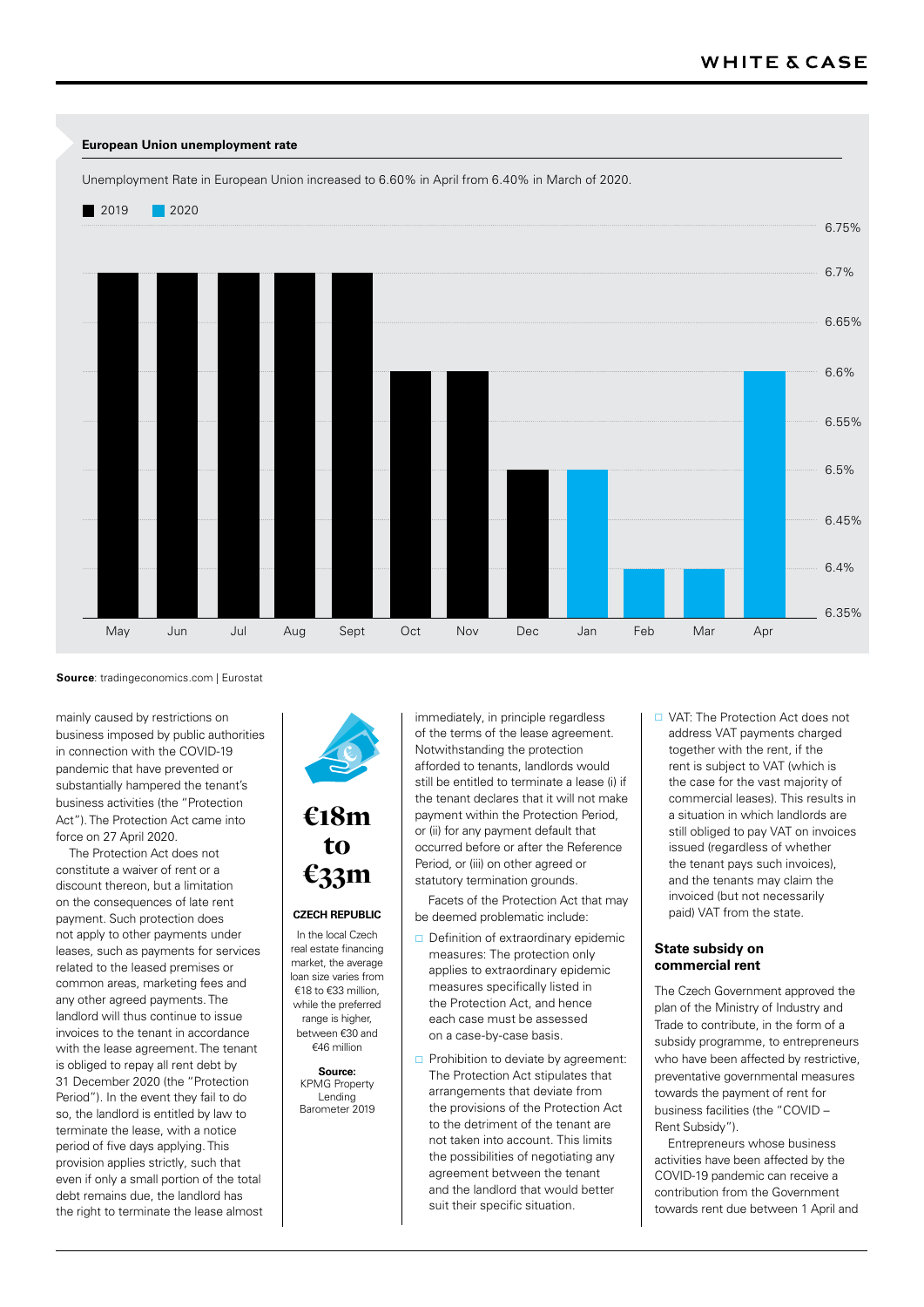**European Union unemployment rate**

Unemployment Rate in European Union increased to 6.60% in April from 6.40% in March of 2020.

| Month | Year | Rate |
|---|---|---|
| May | 2019 | 6.7% |
| Jun | 2019 | 6.7% |
| Jul | 2019 | 6.7% |
| Aug | 2019 | 6.7% |
| Sept | 2019 | 6.7% |
| Oct | 2019 | 6.6% |
| Nov | 2019 | 6.6% |
| Dec | 2019 | 6.5% |
| Jan | 2020 | 6.5% |
| Feb | 2020 | 6.4% |
| Mar | 2020 | 6.4% |
| Apr | 2020 | 6.6% |

**Source**: tradingeconomics.com | Eurostat

mainly caused by restrictions on business imposed by public authorities in connection with the COVID-19 pandemic that have prevented or substantially hampered the tenant's business activities (the "Protection Act"). The Protection Act came into force on 27 April 2020.

The Protection Act does not constitute a waiver of rent or a discount thereon, but a limitation on the consequences of late rent payment. Such protection does not apply to other payments under leases, such as payments for services related to the leased premises or common areas, marketing fees and any other agreed payments. The landlord will thus continue to issue invoices to the tenant in accordance with the lease agreement. The tenant is obliged to repay all rent debt by 31 December 2020 (the "Protection Period"). In the event they fail to do so, the landlord is entitled by law to terminate the lease, with a notice period of five days applying. This provision applies strictly, such that even if only a small portion of the total debt remains due, the landlord has the right to terminate the lease almost immediately, in principle regardless of the terms of the lease agreement. Notwithstanding the protection afforded to tenants, landlords would still be entitled to terminate a lease (i) if the tenant declares that it will not make payment within the Protection Period, or (ii) for any payment default that occurred before or after the Reference Period, or (iii) on other agreed or statutory termination grounds.

Facets of the Protection Act that may be deemed problematic include:

- Definition of extraordinary epidemic measures: The protection only applies to extraordinary epidemic measures specifically listed in the Protection Act, and hence each case must be assessed on a case-by-case basis.
- Prohibition to deviate by agreement: The Protection Act stipulates that arrangements that deviate from the provisions of the Protection Act to the detriment of the tenant are not taken into account. This limits the possibilities of negotiating any agreement between the tenant and the landlord that would better suit their specific situation.
- VAT: The Protection Act does not address VAT payments charged together with the rent, if the rent is subject to VAT (which is the case for the vast majority of commercial leases). This results in a situation in which landlords are still obliged to pay VAT on invoices issued (regardless of whether the tenant pays such invoices), and the tenants may claim the invoiced (but not necessarily paid) VAT from the state.

**€18m to €33m**

**CZECH REPUBLIC**

In the local Czech real estate financing market, the average loan size varies from €18 to €33 million, while the preferred range is higher, between €30 and €46 million

**Source:** KPMG Property Lending Barometer 2019

### State subsidy on commercial rent

The Czech Government approved the plan of the Ministry of Industry and Trade to contribute, in the form of a subsidy programme, to entrepreneurs who have been affected by restrictive, preventative governmental measures towards the payment of rent for business facilities (the "COVID – Rent Subsidy").

Entrepreneurs whose business activities have been affected by the COVID-19 pandemic can receive a contribution from the Government towards rent due between 1 April and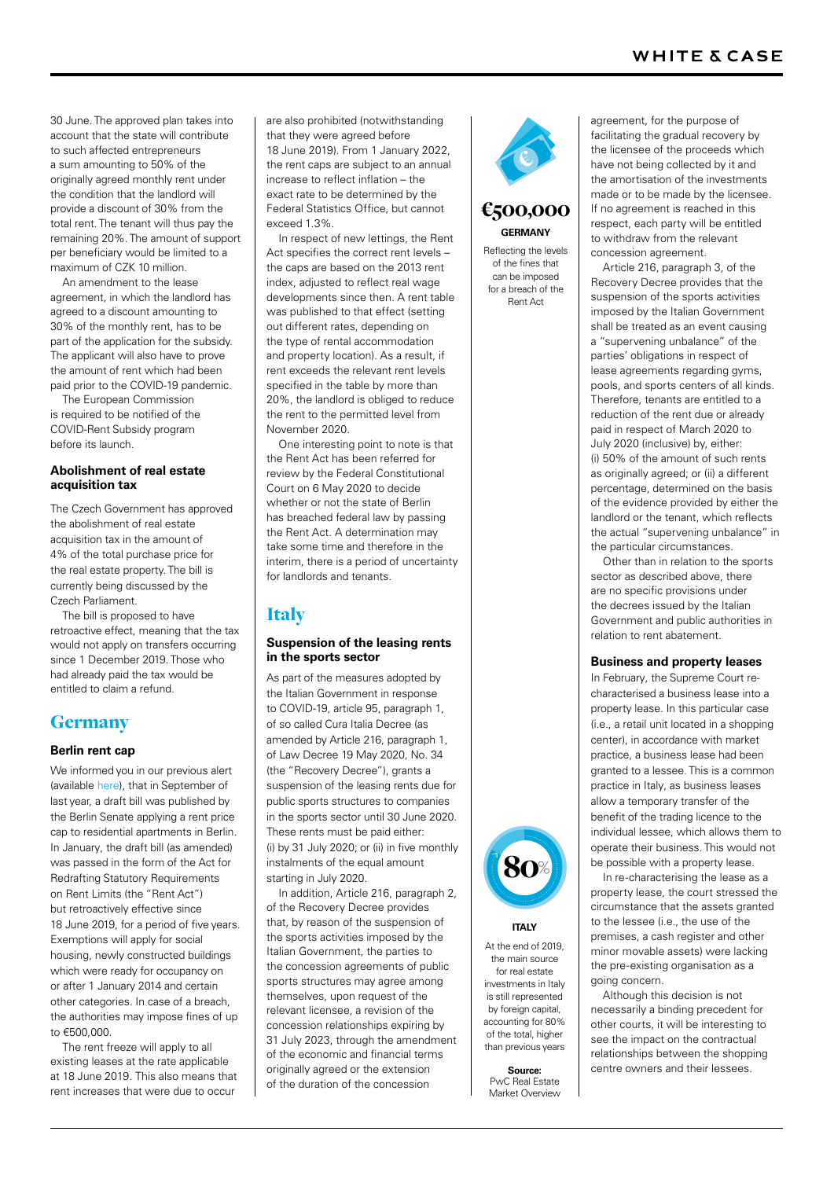30 June. The approved plan takes into account that the state will contribute to such affected entrepreneurs a sum amounting to 50% of the originally agreed monthly rent under the condition that the landlord will provide a discount of 30% from the total rent. The tenant will thus pay the remaining 20%. The amount of support per beneficiary would be limited to a maximum of CZK 10 million.

An amendment to the lease agreement, in which the landlord has agreed to a discount amounting to 30% of the monthly rent, has to be part of the application for the subsidy. The applicant will also have to prove the amount of rent which had been paid prior to the COVID-19 pandemic.

The European Commission is required to be notified of the COVID-Rent Subsidy program before its launch.

### Abolishment of real estate acquisition tax

The Czech Government has approved the abolishment of real estate acquisition tax in the amount of 4% of the total purchase price for the real estate property. The bill is currently being discussed by the Czech Parliament.

The bill is proposed to have retroactive effect, meaning that the tax would not apply on transfers occurring since 1 December 2019. Those who had already paid the tax would be entitled to claim a refund.

## Germany

### Berlin rent cap

We informed you in our previous alert (available here), that in September of last year, a draft bill was published by the Berlin Senate applying a rent price cap to residential apartments in Berlin. In January, the draft bill (as amended) was passed in the form of the Act for Redrafting Statutory Requirements on Rent Limits (the "Rent Act") but retroactively effective since 18 June 2019, for a period of five years. Exemptions will apply for social housing, newly constructed buildings which were ready for occupancy on or after 1 January 2014 and certain other categories. In case of a breach, the authorities may impose fines of up to €500,000.

The rent freeze will apply to all existing leases at the rate applicable at 18 June 2019. This also means that rent increases that were due to occur are also prohibited (notwithstanding that they were agreed before 18 June 2019). From 1 January 2022, the rent caps are subject to an annual increase to reflect inflation – the exact rate to be determined by the Federal Statistics Office, but cannot exceed 1.3%.

In respect of new lettings, the Rent Act specifies the correct rent levels – the caps are based on the 2013 rent index, adjusted to reflect real wage developments since then. A rent table was published to that effect (setting out different rates, depending on the type of rental accommodation and property location). As a result, if rent exceeds the relevant rent levels specified in the table by more than 20%, the landlord is obliged to reduce the rent to the permitted level from November 2020.

One interesting point to note is that the Rent Act has been referred for review by the Federal Constitutional Court on 6 May 2020 to decide whether or not the state of Berlin has breached federal law by passing the Rent Act. A determination may take some time and therefore in the interim, there is a period of uncertainty for landlords and tenants.

**€500,000**
**GERMANY**
Reflecting the levels of the fines that can be imposed for a breach of the Rent Act

## Italy

### Suspension of the leasing rents in the sports sector

As part of the measures adopted by the Italian Government in response to COVID-19, article 95, paragraph 1, of so called Cura Italia Decree (as amended by Article 216, paragraph 1, of Law Decree 19 May 2020, No. 34 (the "Recovery Decree"), grants a suspension of the leasing rents due for public sports structures to companies in the sports sector until 30 June 2020. These rents must be paid either: (i) by 31 July 2020; or (ii) in five monthly instalments of the equal amount starting in July 2020.

In addition, Article 216, paragraph 2, of the Recovery Decree provides that, by reason of the suspension of the sports activities imposed by the Italian Government, the parties to the concession agreements of public sports structures may agree among themselves, upon request of the relevant licensee, a revision of the concession relationships expiring by 31 July 2023, through the amendment of the economic and financial terms originally agreed or the extension of the duration of the concession agreement, for the purpose of facilitating the gradual recovery by the licensee of the proceeds which have not being collected by it and the amortisation of the investments made or to be made by the licensee. If no agreement is reached in this respect, each party will be entitled to withdraw from the relevant concession agreement.

Article 216, paragraph 3, of the Recovery Decree provides that the suspension of the sports activities imposed by the Italian Government shall be treated as an event causing a "supervening unbalance" of the parties' obligations in respect of lease agreements regarding gyms, pools, and sports centers of all kinds. Therefore, tenants are entitled to a reduction of the rent due or already paid in respect of March 2020 to July 2020 (inclusive) by, either: (i) 50% of the amount of such rents as originally agreed; or (ii) a different percentage, determined on the basis of the evidence provided by either the landlord or the tenant, which reflects the actual "supervening unbalance" in the particular circumstances.

Other than in relation to the sports sector as described above, there are no specific provisions under the decrees issued by the Italian Government and public authorities in relation to rent abatement.

**80%**
**ITALY**
At the end of 2019, the main source for real estate investments in Italy is still represented by foreign capital, accounting for 80% of the total, higher than previous years

**Source:** PwC Real Estate Market Overview

### Business and property leases

In February, the Supreme Court re-characterised a business lease into a property lease. In this particular case (i.e., a retail unit located in a shopping center), in accordance with market practice, a business lease had been granted to a lessee. This is a common practice in Italy, as business leases allow a temporary transfer of the benefit of the trading licence to the individual lessee, which allows them to operate their business. This would not be possible with a property lease.

In re-characterising the lease as a property lease, the court stressed the circumstance that the assets granted to the lessee (i.e., the use of the premises, a cash register and other minor movable assets) were lacking the pre-existing organisation as a going concern.

Although this decision is not necessarily a binding precedent for other courts, it will be interesting to see the impact on the contractual relationships between the shopping centre owners and their lessees.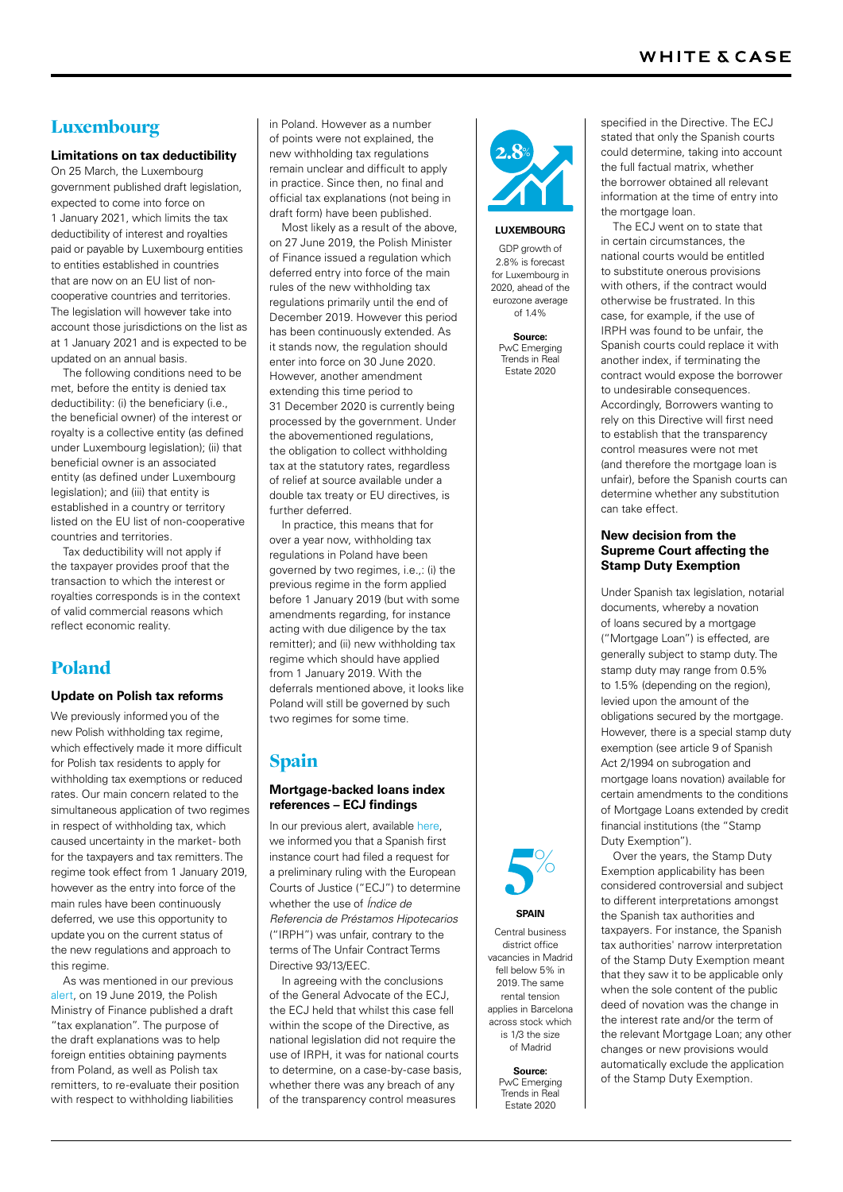## Luxembourg

### Limitations on tax deductibility

On 25 March, the Luxembourg government published draft legislation, expected to come into force on 1 January 2021, which limits the tax deductibility of interest and royalties paid or payable by Luxembourg entities to entities established in countries that are now on an EU list of non-cooperative countries and territories. The legislation will however take into account those jurisdictions on the list as at 1 January 2021 and is expected to be updated on an annual basis.

The following conditions need to be met, before the entity is denied tax deductibility: (i) the beneficiary (i.e., the beneficial owner) of the interest or royalty is a collective entity (as defined under Luxembourg legislation); (ii) that beneficial owner is an associated entity (as defined under Luxembourg legislation); and (iii) that entity is established in a country or territory listed on the EU list of non-cooperative countries and territories.

Tax deductibility will not apply if the taxpayer provides proof that the transaction to which the interest or royalties corresponds is in the context of valid commercial reasons which reflect economic reality.

## Poland

### Update on Polish tax reforms

We previously informed you of the new Polish withholding tax regime, which effectively made it more difficult for Polish tax residents to apply for withholding tax exemptions or reduced rates. Our main concern related to the simultaneous application of two regimes in respect of withholding tax, which caused uncertainty in the market- both for the taxpayers and tax remitters. The regime took effect from 1 January 2019, however as the entry into force of the main rules have been continuously deferred, we use this opportunity to update you on the current status of the new regulations and approach to this regime.

As was mentioned in our previous alert, on 19 June 2019, the Polish Ministry of Finance published a draft "tax explanation". The purpose of the draft explanations was to help foreign entities obtaining payments from Poland, as well as Polish tax remitters, to re-evaluate their position with respect to withholding liabilities in Poland. However as a number of points were not explained, the new withholding tax regulations remain unclear and difficult to apply in practice. Since then, no final and official tax explanations (not being in draft form) have been published.

Most likely as a result of the above, on 27 June 2019, the Polish Minister of Finance issued a regulation which deferred entry into force of the main rules of the new withholding tax regulations primarily until the end of December 2019. However this period has been continuously extended. As it stands now, the regulation should enter into force on 30 June 2020. However, another amendment extending this time period to 31 December 2020 is currently being processed by the government. Under the abovementioned regulations, the obligation to collect withholding tax at the statutory rates, regardless of relief at source available under a double tax treaty or EU directives, is further deferred.

In practice, this means that for over a year now, withholding tax regulations in Poland have been governed by two regimes, i.e.,: (i) the previous regime in the form applied before 1 January 2019 (but with some amendments regarding, for instance acting with due diligence by the tax remitter); and (ii) new withholding tax regime which should have applied from 1 January 2019. With the deferrals mentioned above, it looks like Poland will still be governed by such two regimes for some time.

## Spain

### Mortgage-backed loans index references – ECJ findings

In our previous alert, available here, we informed you that a Spanish first instance court had filed a request for a preliminary ruling with the European Courts of Justice ("ECJ") to determine whether the use of *Índice de Referencia de Préstamos Hipotecarios* ("IRPH") was unfair, contrary to the terms of The Unfair Contract Terms Directive 93/13/EEC.

In agreeing with the conclusions of the General Advocate of the ECJ, the ECJ held that whilst this case fell within the scope of the Directive, as national legislation did not require the use of IRPH, it was for national courts to determine, on a case-by-case basis, whether there was any breach of any of the transparency control measures specified in the Directive. The ECJ stated that only the Spanish courts could determine, taking into account the full factual matrix, whether the borrower obtained all relevant information at the time of entry into the mortgage loan.

The ECJ went on to state that in certain circumstances, the national courts would be entitled to substitute onerous provisions with others, if the contract would otherwise be frustrated. In this case, for example, if the use of IRPH was found to be unfair, the Spanish courts could replace it with another index, if terminating the contract would expose the borrower to undesirable consequences. Accordingly, Borrowers wanting to rely on this Directive will first need to establish that the transparency control measures were not met (and therefore the mortgage loan is unfair), before the Spanish courts can determine whether any substitution can take effect.

### New decision from the Supreme Court affecting the Stamp Duty Exemption

Under Spanish tax legislation, notarial documents, whereby a novation of loans secured by a mortgage ("Mortgage Loan") is effected, are generally subject to stamp duty. The stamp duty may range from 0.5% to 1.5% (depending on the region), levied upon the amount of the obligations secured by the mortgage. However, there is a special stamp duty exemption (see article 9 of Spanish Act 2/1994 on subrogation and mortgage loans novation) available for certain amendments to the conditions of Mortgage Loans extended by credit financial institutions (the "Stamp Duty Exemption").

Over the years, the Stamp Duty Exemption applicability has been considered controversial and subject to different interpretations amongst the Spanish tax authorities and taxpayers. For instance, the Spanish tax authorities' narrow interpretation of the Stamp Duty Exemption meant that they saw it to be applicable only when the sole content of the public deed of novation was the change in the interest rate and/or the term of the relevant Mortgage Loan; any other changes or new provisions would automatically exclude the application of the Stamp Duty Exemption.

**2.8%**

**LUXEMBOURG**

GDP growth of 2.8% is forecast for Luxembourg in 2020, ahead of the eurozone average of 1.4%

**Source:** PwC Emerging Trends in Real Estate 2020

**5%**

**SPAIN**

Central business district office vacancies in Madrid fell below 5% in 2019. The same rental tension applies in Barcelona across stock which is 1/3 the size of Madrid

**Source:** PwC Emerging Trends in Real Estate 2020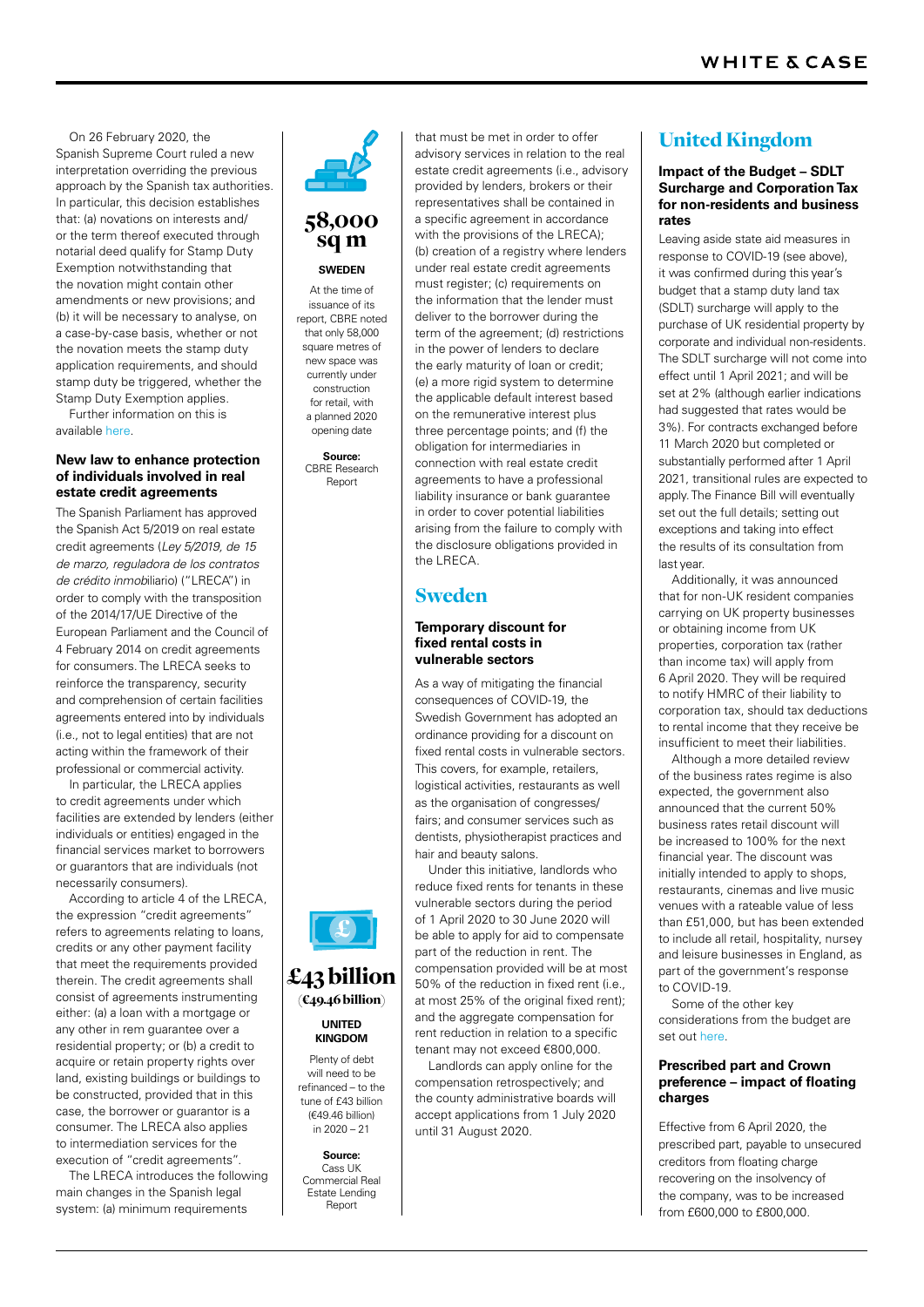On 26 February 2020, the Spanish Supreme Court ruled a new interpretation overriding the previous approach by the Spanish tax authorities. In particular, this decision establishes that: (a) novations on interests and/or the term thereof executed through notarial deed qualify for Stamp Duty Exemption notwithstanding that the novation might contain other amendments or new provisions; and (b) it will be necessary to analyse, on a case-by-case basis, whether or not the novation meets the stamp duty application requirements, and should stamp duty be triggered, whether the Stamp Duty Exemption applies.

Further information on this is available here.

#### New law to enhance protection of individuals involved in real estate credit agreements

The Spanish Parliament has approved the Spanish Act 5/2019 on real estate credit agreements (*Ley 5/2019, de 15 de marzo, reguladora de los contratos de crédito inmobiliario*) ("LRECA") in order to comply with the transposition of the 2014/17/UE Directive of the European Parliament and the Council of 4 February 2014 on credit agreements for consumers. The LRECA seeks to reinforce the transparency, security and comprehension of certain facilities agreements entered into by individuals (i.e., not to legal entities) that are not acting within the framework of their professional or commercial activity.

In particular, the LRECA applies to credit agreements under which facilities are extended by lenders (either individuals or entities) engaged in the financial services market to borrowers or guarantors that are individuals (not necessarily consumers).

According to article 4 of the LRECA, the expression "credit agreements" refers to agreements relating to loans, credits or any other payment facility that meet the requirements provided therein. The credit agreements shall consist of agreements instrumenting either: (a) a loan with a mortgage or any other in rem guarantee over a residential property; or (b) a credit to acquire or retain property rights over land, existing buildings or buildings to be constructed, provided that in this case, the borrower or guarantor is a consumer. The LRECA also applies to intermediation services for the execution of "credit agreements".

The LRECA introduces the following main changes in the Spanish legal system: (a) minimum requirements that must be met in order to offer advisory services in relation to the real estate credit agreements (i.e., advisory provided by lenders, brokers or their representatives shall be contained in a specific agreement in accordance with the provisions of the LRECA); (b) creation of a registry where lenders under real estate credit agreements must register; (c) requirements on the information that the lender must deliver to the borrower during the term of the agreement; (d) restrictions in the power of lenders to declare the early maturity of loan or credit; (e) a more rigid system to determine the applicable default interest based on the remunerative interest plus three percentage points; and (f) the obligation for intermediaries in connection with real estate credit agreements to have a professional liability insurance or bank guarantee in order to cover potential liabilities arising from the failure to comply with the disclosure obligations provided in the LRECA.

**58,000 sq m**

**SWEDEN**

At the time of issuance of its report, CBRE noted that only 58,000 square metres of new space was currently under construction for retail, with a planned 2020 opening date

**Source:** CBRE Research Report

**£43 billion (€49.46 billion)**

**UNITED KINGDOM**

Plenty of debt will need to be refinanced – to the tune of £43 billion (€49.46 billion) in 2020 – 21

**Source:** Cass UK Commercial Real Estate Lending Report

## Sweden

#### Temporary discount for fixed rental costs in vulnerable sectors

As a way of mitigating the financial consequences of COVID-19, the Swedish Government has adopted an ordinance providing for a discount on fixed rental costs in vulnerable sectors. This covers, for example, retailers, logistical activities, restaurants as well as the organisation of congresses/fairs; and consumer services such as dentists, physiotherapist practices and hair and beauty salons.

Under this initiative, landlords who reduce fixed rents for tenants in these vulnerable sectors during the period of 1 April 2020 to 30 June 2020 will be able to apply for aid to compensate part of the reduction in rent. The compensation provided will be at most 50% of the reduction in fixed rent (i.e., at most 25% of the original fixed rent); and the aggregate compensation for rent reduction in relation to a specific tenant may not exceed €800,000.

Landlords can apply online for the compensation retrospectively; and the county administrative boards will accept applications from 1 July 2020 until 31 August 2020.

## United Kingdom

#### Impact of the Budget – SDLT Surcharge and Corporation Tax for non-residents and business rates

Leaving aside state aid measures in response to COVID-19 (see above), it was confirmed during this year's budget that a stamp duty land tax (SDLT) surcharge will apply to the purchase of UK residential property by corporate and individual non-residents. The SDLT surcharge will not come into effect until 1 April 2021; and will be set at 2% (although earlier indications had suggested that rates would be 3%). For contracts exchanged before 11 March 2020 but completed or substantially performed after 1 April 2021, transitional rules are expected to apply. The Finance Bill will eventually set out the full details; setting out exceptions and taking into effect the results of its consultation from last year.

Additionally, it was announced that for non-UK resident companies carrying on UK property businesses or obtaining income from UK properties, corporation tax (rather than income tax) will apply from 6 April 2020. They will be required to notify HMRC of their liability to corporation tax, should tax deductions to rental income that they receive be insufficient to meet their liabilities.

Although a more detailed review of the business rates regime is also expected, the government also announced that the current 50% business rates retail discount will be increased to 100% for the next financial year. The discount was initially intended to apply to shops, restaurants, cinemas and live music venues with a rateable value of less than £51,000, but has been extended to include all retail, hospitality, nursery and leisure businesses in England, as part of the government's response to COVID-19.

Some of the other key considerations from the budget are set out here.

#### Prescribed part and Crown preference – impact of floating charges

Effective from 6 April 2020, the prescribed part, payable to unsecured creditors from floating charge recovering on the insolvency of the company, was to be increased from £600,000 to £800,000.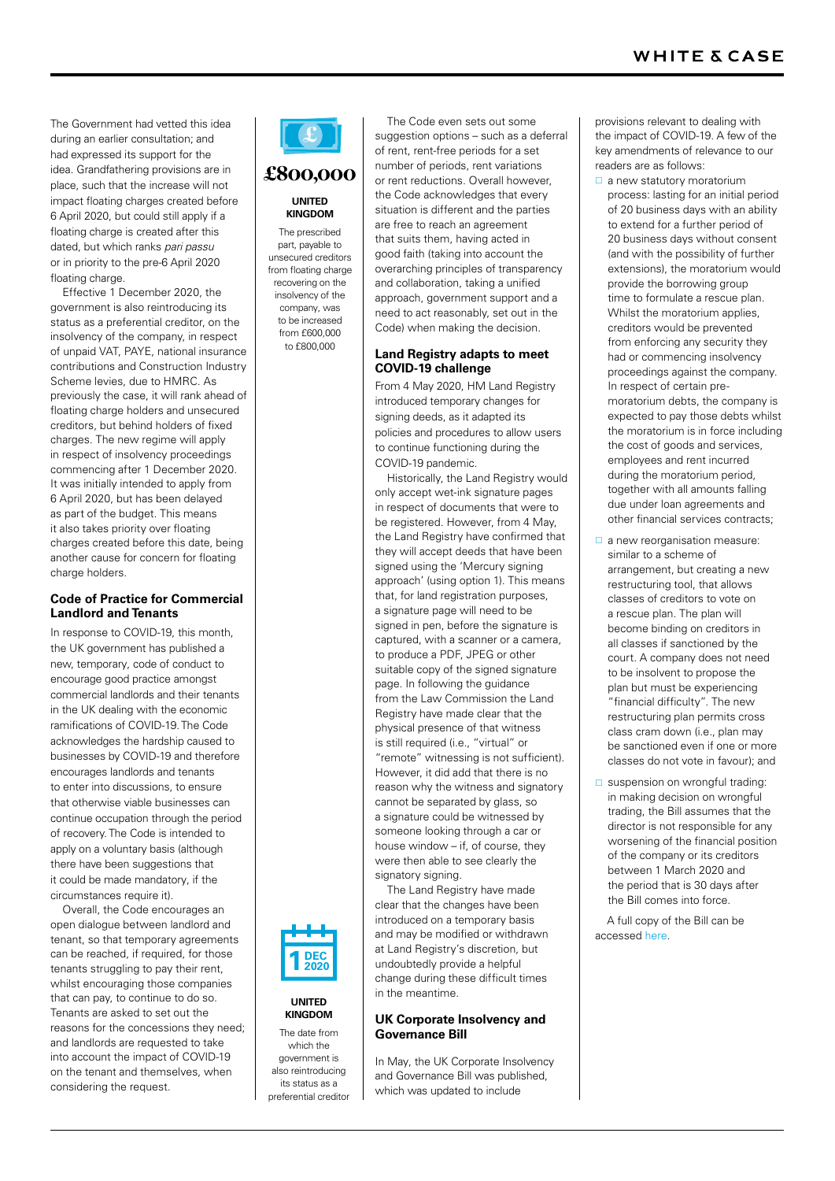The Government had vetted this idea during an earlier consultation; and had expressed its support for the idea. Grandfathering provisions are in place, such that the increase will not impact floating charges created before 6 April 2020, but could still apply if a floating charge is created after this dated, but which ranks *pari passu* or in priority to the pre-6 April 2020 floating charge.

Effective 1 December 2020, the government is also reintroducing its status as a preferential creditor, on the insolvency of the company, in respect of unpaid VAT, PAYE, national insurance contributions and Construction Industry Scheme levies, due to HMRC. As previously the case, it will rank ahead of floating charge holders and unsecured creditors, but behind holders of fixed charges. The new regime will apply in respect of insolvency proceedings commencing after 1 December 2020. It was initially intended to apply from 6 April 2020, but has been delayed as part of the budget. This means it also takes priority over floating charges created before this date, being another cause for concern for floating charge holders.

**£800,000**

**UNITED KINGDOM**

The prescribed part, payable to unsecured creditors from floating charge recovering on the insolvency of the company, was to be increased from £600,000 to £800,000

### Code of Practice for Commercial Landlord and Tenants

In response to COVID-19, this month, the UK government has published a new, temporary, code of conduct to encourage good practice amongst commercial landlords and their tenants in the UK dealing with the economic ramifications of COVID-19. The Code acknowledges the hardship caused to businesses by COVID-19 and therefore encourages landlords and tenants to enter into discussions, to ensure that otherwise viable businesses can continue occupation through the period of recovery. The Code is intended to apply on a voluntary basis (although there have been suggestions that it could be made mandatory, if the circumstances require it).

Overall, the Code encourages an open dialogue between landlord and tenant, so that temporary agreements can be reached, if required, for those tenants struggling to pay their rent, whilst encouraging those companies that can pay, to continue to do so. Tenants are asked to set out the reasons for the concessions they need; and landlords are requested to take into account the impact of COVID-19 on the tenant and themselves, when considering the request.

**1 DEC 2020**

**UNITED KINGDOM**

The date from which the government is also reintroducing its status as a preferential creditor

The Code even sets out some suggestion options – such as a deferral of rent, rent-free periods for a set number of periods, rent variations or rent reductions. Overall however, the Code acknowledges that every situation is different and the parties are free to reach an agreement that suits them, having acted in good faith (taking into account the overarching principles of transparency and collaboration, taking a unified approach, government support and a need to act reasonably, set out in the Code) when making the decision.

### Land Registry adapts to meet COVID-19 challenge

From 4 May 2020, HM Land Registry introduced temporary changes for signing deeds, as it adapted its policies and procedures to allow users to continue functioning during the COVID-19 pandemic.

Historically, the Land Registry would only accept wet-ink signature pages in respect of documents that were to be registered. However, from 4 May, the Land Registry have confirmed that they will accept deeds that have been signed using the 'Mercury signing approach' (using option 1). This means that, for land registration purposes, a signature page will need to be signed in pen, before the signature is captured, with a scanner or a camera, to produce a PDF, JPEG or other suitable copy of the signed signature page. In following the guidance from the Law Commission the Land Registry have made clear that the physical presence of that witness is still required (i.e., "virtual" or "remote" witnessing is not sufficient). However, it did add that there is no reason why the witness and signatory cannot be separated by glass, so a signature could be witnessed by someone looking through a car or house window – if, of course, they were then able to see clearly the signatory signing.

The Land Registry have made clear that the changes have been introduced on a temporary basis and may be modified or withdrawn at Land Registry's discretion, but undoubtedly provide a helpful change during these difficult times in the meantime.

### UK Corporate Insolvency and Governance Bill

In May, the UK Corporate Insolvency and Governance Bill was published, which was updated to include provisions relevant to dealing with the impact of COVID-19. A few of the key amendments of relevance to our readers are as follows:

- a new statutory moratorium process: lasting for an initial period of 20 business days with an ability to extend for a further period of 20 business days without consent (and with the possibility of further extensions), the moratorium would provide the borrowing group time to formulate a rescue plan. Whilst the moratorium applies, creditors would be prevented from enforcing any security they had or commencing insolvency proceedings against the company. In respect of certain pre-moratorium debts, the company is expected to pay those debts whilst the moratorium is in force including the cost of goods and services, employees and rent incurred during the moratorium period, together with all amounts falling due under loan agreements and other financial services contracts;
- a new reorganisation measure: similar to a scheme of arrangement, but creating a new restructuring tool, that allows classes of creditors to vote on a rescue plan. The plan will become binding on creditors in all classes if sanctioned by the court. A company does not need to be insolvent to propose the plan but must be experiencing "financial difficulty". The new restructuring plan permits cross class cram down (i.e., plan may be sanctioned even if one or more classes do not vote in favour); and
- suspension on wrongful trading: in making decision on wrongful trading, the Bill assumes that the director is not responsible for any worsening of the financial position of the company or its creditors between 1 March 2020 and the period that is 30 days after the Bill comes into force.

A full copy of the Bill can be accessed here.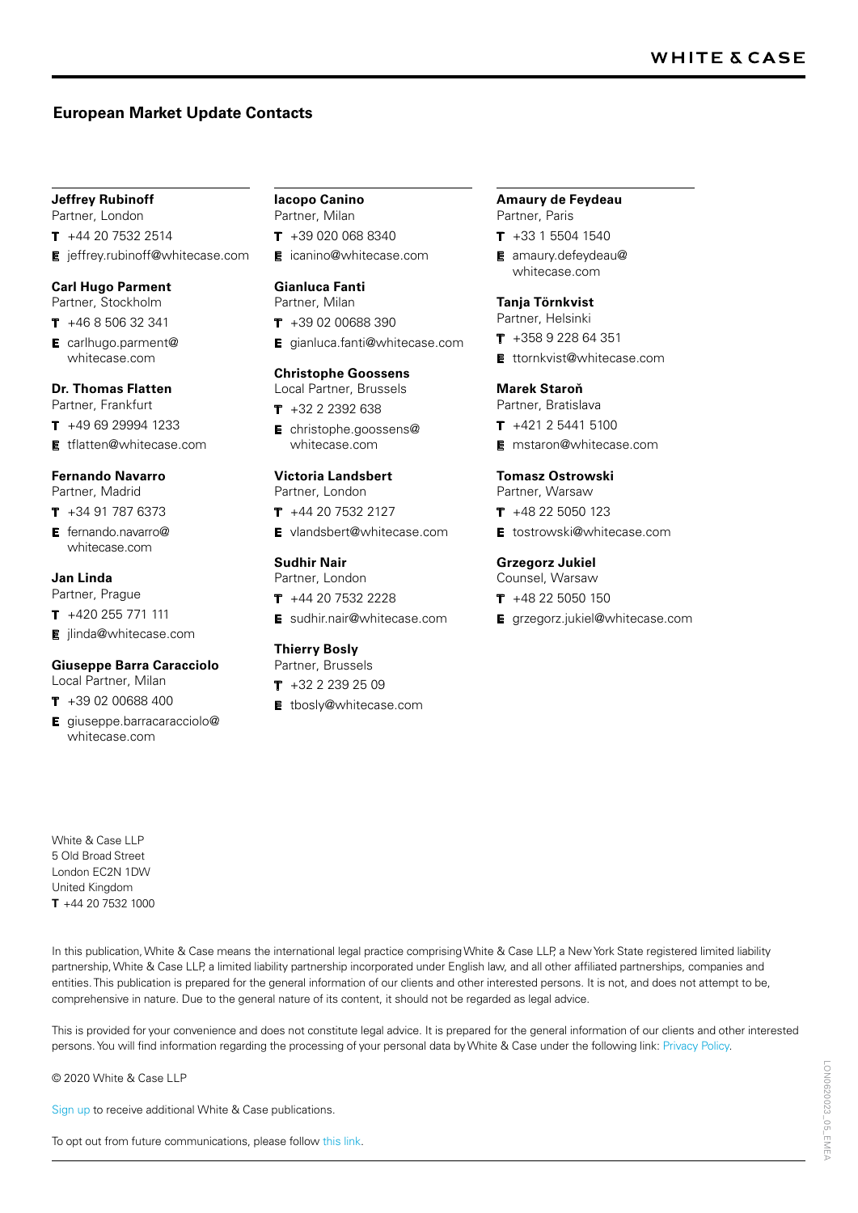## European Market Update Contacts

**Jeffrey Rubinoff**
Partner, London
**T** +44 20 7532 2514
**E** jeffrey.rubinoff@whitecase.com

**Carl Hugo Parment**
Partner, Stockholm
**T** +46 8 506 32 341
**E** carlhugo.parment@whitecase.com

**Dr. Thomas Flatten**
Partner, Frankfurt
**T** +49 69 29994 1233
**E** tflatten@whitecase.com

**Fernando Navarro**
Partner, Madrid
**T** +34 91 787 6373
**E** fernando.navarro@whitecase.com

**Jan Linda**
Partner, Prague
**T** +420 255 771 111
**E** jlinda@whitecase.com

**Giuseppe Barra Caracciolo**
Local Partner, Milan
**T** +39 02 00688 400
**E** giuseppe.barracaracciolo@whitecase.com

**Iacopo Canino**
Partner, Milan
**T** +39 020 068 8340
**E** icanino@whitecase.com

**Gianluca Fanti**
Partner, Milan
**T** +39 02 00688 390
**E** gianluca.fanti@whitecase.com

**Christophe Goossens**
Local Partner, Brussels
**T** +32 2 2392 638
**E** christophe.goossens@whitecase.com

**Victoria Landsbert**
Partner, London
**T** +44 20 7532 2127
**E** vlandsbert@whitecase.com

**Sudhir Nair**
Partner, London
**T** +44 20 7532 2228
**E** sudhir.nair@whitecase.com

**Thierry Bosly**
Partner, Brussels
**T** +32 2 239 25 09
**E** tbosly@whitecase.com

**Amaury de Feydeau**
Partner, Paris
**T** +33 1 5504 1540
**E** amaury.defeydeau@whitecase.com

**Tanja Törnkvist**
Partner, Helsinki
**T** +358 9 228 64 351
**E** ttornkvist@whitecase.com

**Marek Staroň**
Partner, Bratislava
**T** +421 2 5441 5100
**E** mstaron@whitecase.com

**Tomasz Ostrowski**
Partner, Warsaw
**T** +48 22 5050 123
**E** tostrowski@whitecase.com

**Grzegorz Jukiel**
Counsel, Warsaw
**T** +48 22 5050 150
**E** grzegorz.jukiel@whitecase.com

White & Case LLP
5 Old Broad Street
London EC2N 1DW
United Kingdom
**T** +44 20 7532 1000

In this publication, White & Case means the international legal practice comprising White & Case LLP, a New York State registered limited liability partnership, White & Case LLP, a limited liability partnership incorporated under English law, and all other affiliated partnerships, companies and entities. This publication is prepared for the general information of our clients and other interested persons. It is not, and does not attempt to be, comprehensive in nature. Due to the general nature of its content, it should not be regarded as legal advice.

This is provided for your convenience and does not constitute legal advice. It is prepared for the general information of our clients and other interested persons. You will find information regarding the processing of your personal data by White & Case under the following link: Privacy Policy.

© 2020 White & Case LLP

Sign up to receive additional White & Case publications.

To opt out from future communications, please follow this link.

LON0620023_05_EMEA